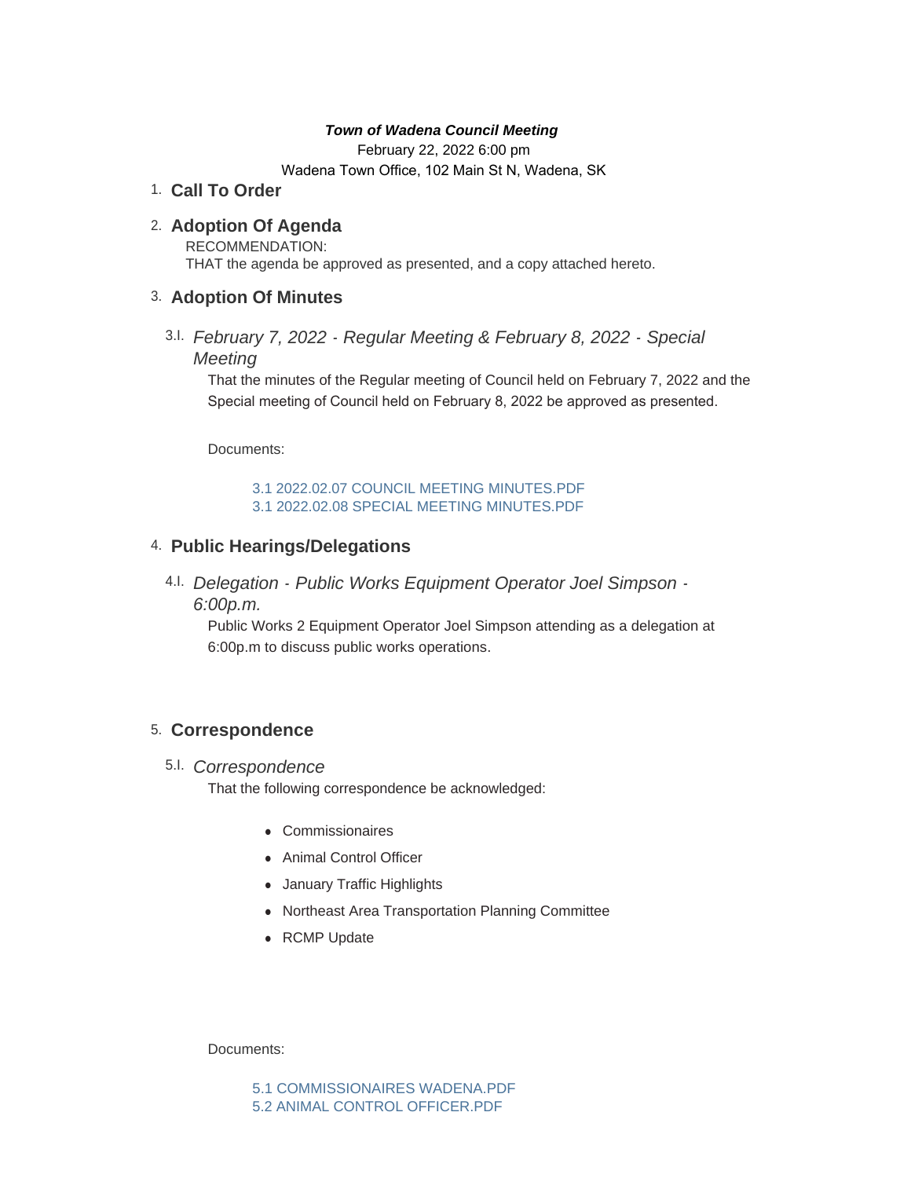***Town of Wadena Council Meeting***

February 22, 2022 6:00 pm

Wadena Town Office, 102 Main St N, Wadena, SK

## 1. Call To Order

## 2. Adoption Of Agenda

RECOMMENDATION:
THAT the agenda be approved as presented, and a copy attached hereto.

## 3. Adoption Of Minutes

### 3.I. *February 7, 2022 - Regular Meeting & February 8, 2022 - Special Meeting*

That the minutes of the Regular meeting of Council held on February 7, 2022 and the Special meeting of Council held on February 8, 2022 be approved as presented.

Documents:

3.1 2022.02.07 COUNCIL MEETING MINUTES.PDF
3.1 2022.02.08 SPECIAL MEETING MINUTES.PDF

## 4. Public Hearings/Delegations

### 4.I. *Delegation - Public Works Equipment Operator Joel Simpson - 6:00p.m.*

Public Works 2 Equipment Operator Joel Simpson attending as a delegation at 6:00p.m to discuss public works operations.

## 5. Correspondence

### 5.I. *Correspondence*

That the following correspondence be acknowledged:

- Commissionaires
- Animal Control Officer
- January Traffic Highlights
- Northeast Area Transportation Planning Committee
- RCMP Update

Documents:

5.1 COMMISSIONAIRES WADENA.PDF
5.2 ANIMAL CONTROL OFFICER.PDF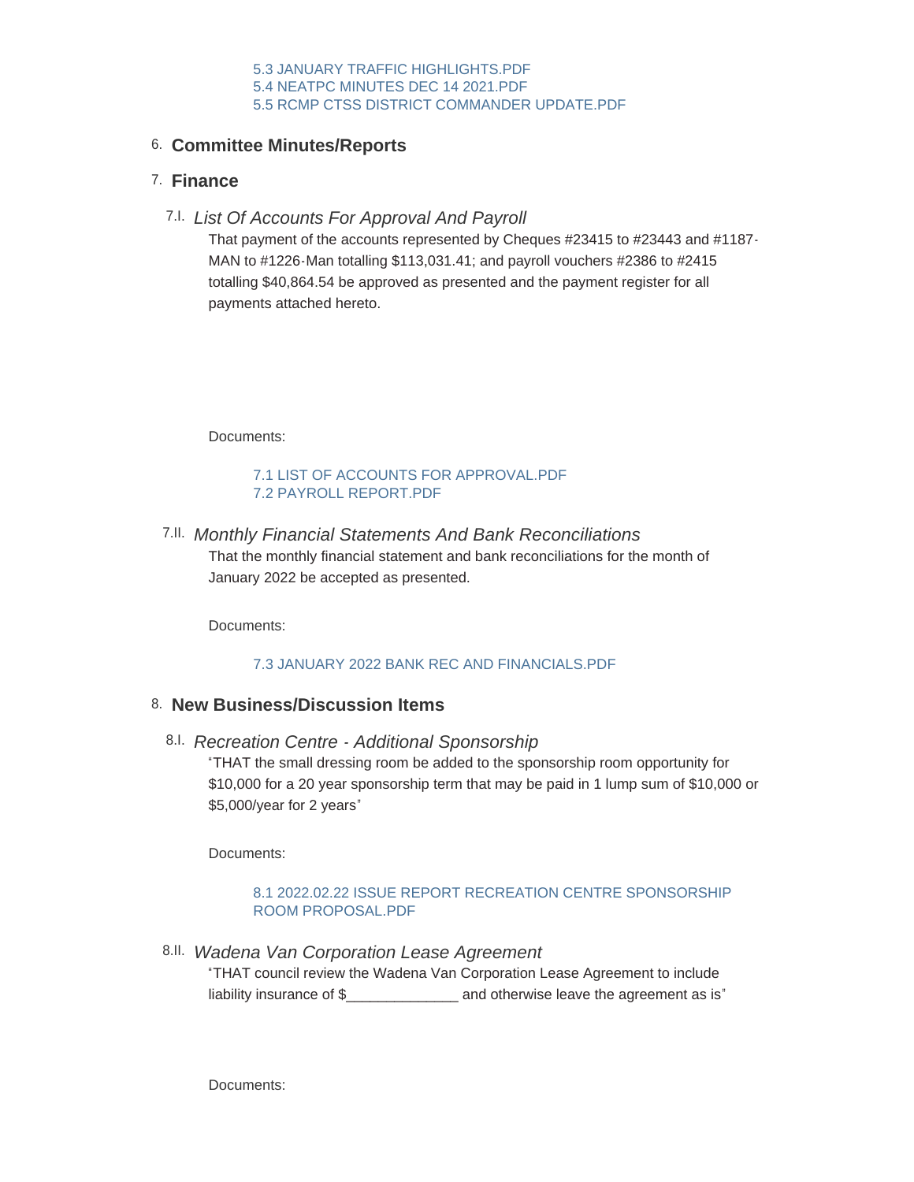5.3 JANUARY TRAFFIC HIGHLIGHTS.PDF
5.4 NEATPC MINUTES DEC 14 2021.PDF
5.5 RCMP CTSS DISTRICT COMMANDER UPDATE.PDF

## 6. Committee Minutes/Reports

## 7. Finance

### 7.I. *List Of Accounts For Approval And Payroll*

That payment of the accounts represented by Cheques #23415 to #23443 and #1187-MAN to #1226-Man totalling $113,031.41; and payroll vouchers #2386 to #2415 totalling $40,864.54 be approved as presented and the payment register for all payments attached hereto.

Documents:

7.1 LIST OF ACCOUNTS FOR APPROVAL.PDF
7.2 PAYROLL REPORT.PDF

### 7.II. *Monthly Financial Statements And Bank Reconciliations*

That the monthly financial statement and bank reconciliations for the month of January 2022 be accepted as presented.

Documents:

7.3 JANUARY 2022 BANK REC AND FINANCIALS.PDF

## 8. New Business/Discussion Items

### 8.I. *Recreation Centre - Additional Sponsorship*

"THAT the small dressing room be added to the sponsorship room opportunity for $10,000 for a 20 year sponsorship term that may be paid in 1 lump sum of $10,000 or $5,000/year for 2 years"

Documents:

8.1 2022.02.22 ISSUE REPORT RECREATION CENTRE SPONSORSHIP ROOM PROPOSAL.PDF

### 8.II. *Wadena Van Corporation Lease Agreement*

"THAT council review the Wadena Van Corporation Lease Agreement to include liability insurance of $______________ and otherwise leave the agreement as is"

Documents: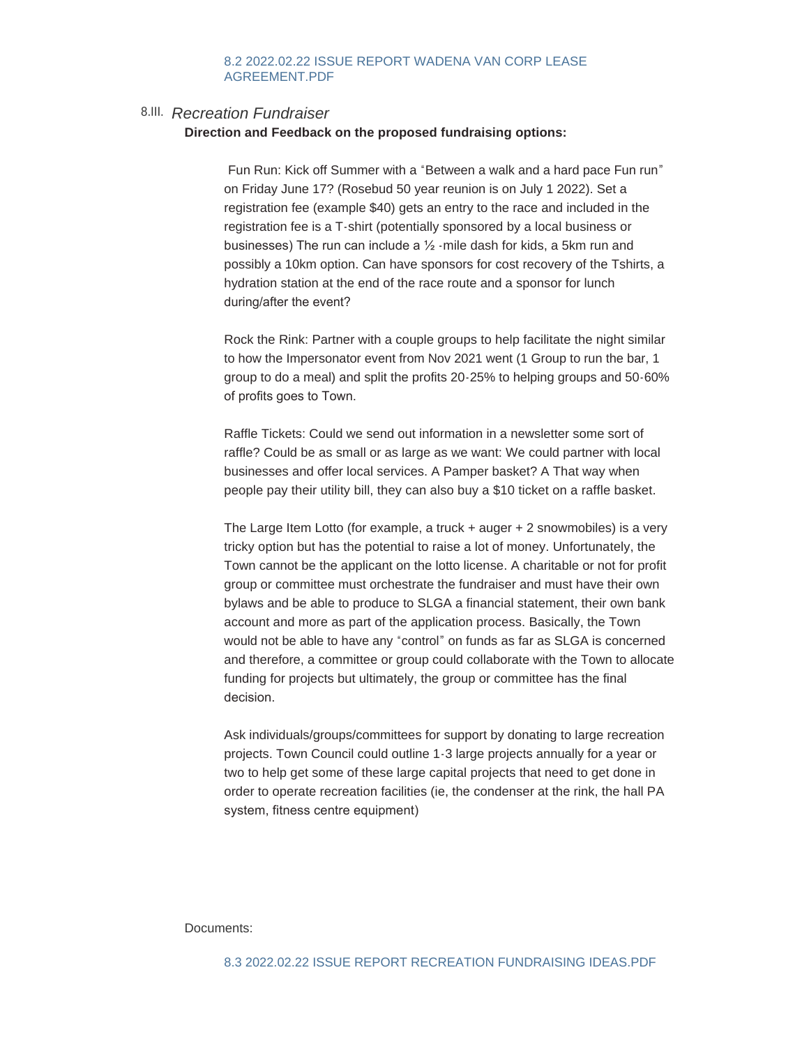8.2 2022.02.22 ISSUE REPORT WADENA VAN CORP LEASE AGREEMENT.PDF

## 8.III. *Recreation Fundraiser*

**Direction and Feedback on the proposed fundraising options:**

Fun Run: Kick off Summer with a "Between a walk and a hard pace Fun run" on Friday June 17? (Rosebud 50 year reunion is on July 1 2022). Set a registration fee (example $40) gets an entry to the race and included in the registration fee is a T-shirt (potentially sponsored by a local business or businesses) The run can include a ½ -mile dash for kids, a 5km run and possibly a 10km option. Can have sponsors for cost recovery of the Tshirts, a hydration station at the end of the race route and a sponsor for lunch during/after the event?

Rock the Rink: Partner with a couple groups to help facilitate the night similar to how the Impersonator event from Nov 2021 went (1 Group to run the bar, 1 group to do a meal) and split the profits 20-25% to helping groups and 50-60% of profits goes to Town.

Raffle Tickets: Could we send out information in a newsletter some sort of raffle? Could be as small or as large as we want: We could partner with local businesses and offer local services. A Pamper basket? A That way when people pay their utility bill, they can also buy a $10 ticket on a raffle basket.

The Large Item Lotto (for example, a truck + auger + 2 snowmobiles) is a very tricky option but has the potential to raise a lot of money. Unfortunately, the Town cannot be the applicant on the lotto license. A charitable or not for profit group or committee must orchestrate the fundraiser and must have their own bylaws and be able to produce to SLGA a financial statement, their own bank account and more as part of the application process. Basically, the Town would not be able to have any "control" on funds as far as SLGA is concerned and therefore, a committee or group could collaborate with the Town to allocate funding for projects but ultimately, the group or committee has the final decision.

Ask individuals/groups/committees for support by donating to large recreation projects. Town Council could outline 1-3 large projects annually for a year or two to help get some of these large capital projects that need to get done in order to operate recreation facilities (ie, the condenser at the rink, the hall PA system, fitness centre equipment)

Documents:

8.3 2022.02.22 ISSUE REPORT RECREATION FUNDRAISING IDEAS.PDF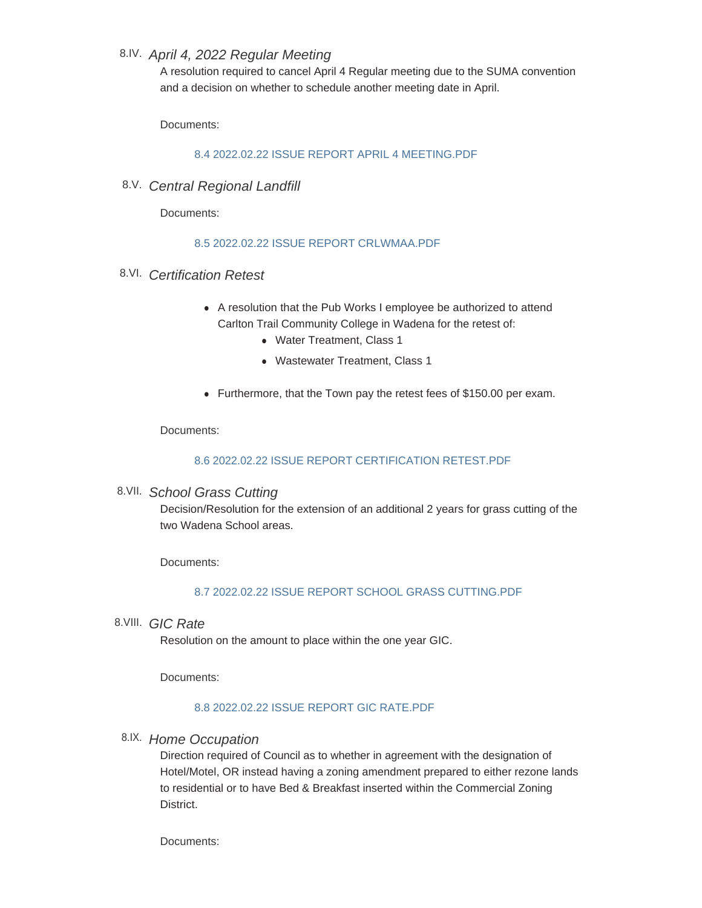### 8.IV. *April 4, 2022 Regular Meeting*

A resolution required to cancel April 4 Regular meeting due to the SUMA convention and a decision on whether to schedule another meeting date in April.

Documents:

8.4 2022.02.22 ISSUE REPORT APRIL 4 MEETING.PDF

### 8.V. *Central Regional Landfill*

Documents:

8.5 2022.02.22 ISSUE REPORT CRLWMAA.PDF

### 8.VI. *Certification Retest*

- A resolution that the Pub Works I employee be authorized to attend Carlton Trail Community College in Wadena for the retest of:
  - Water Treatment, Class 1
  - Wastewater Treatment, Class 1
- Furthermore, that the Town pay the retest fees of $150.00 per exam.

Documents:

8.6 2022.02.22 ISSUE REPORT CERTIFICATION RETEST.PDF

### 8.VII. *School Grass Cutting*

Decision/Resolution for the extension of an additional 2 years for grass cutting of the two Wadena School areas.

Documents:

8.7 2022.02.22 ISSUE REPORT SCHOOL GRASS CUTTING.PDF

### 8.VIII. *GIC Rate*

Resolution on the amount to place within the one year GIC.

Documents:

8.8 2022.02.22 ISSUE REPORT GIC RATE.PDF

### 8.IX. *Home Occupation*

Direction required of Council as to whether in agreement with the designation of Hotel/Motel, OR instead having a zoning amendment prepared to either rezone lands to residential or to have Bed & Breakfast inserted within the Commercial Zoning District.

Documents: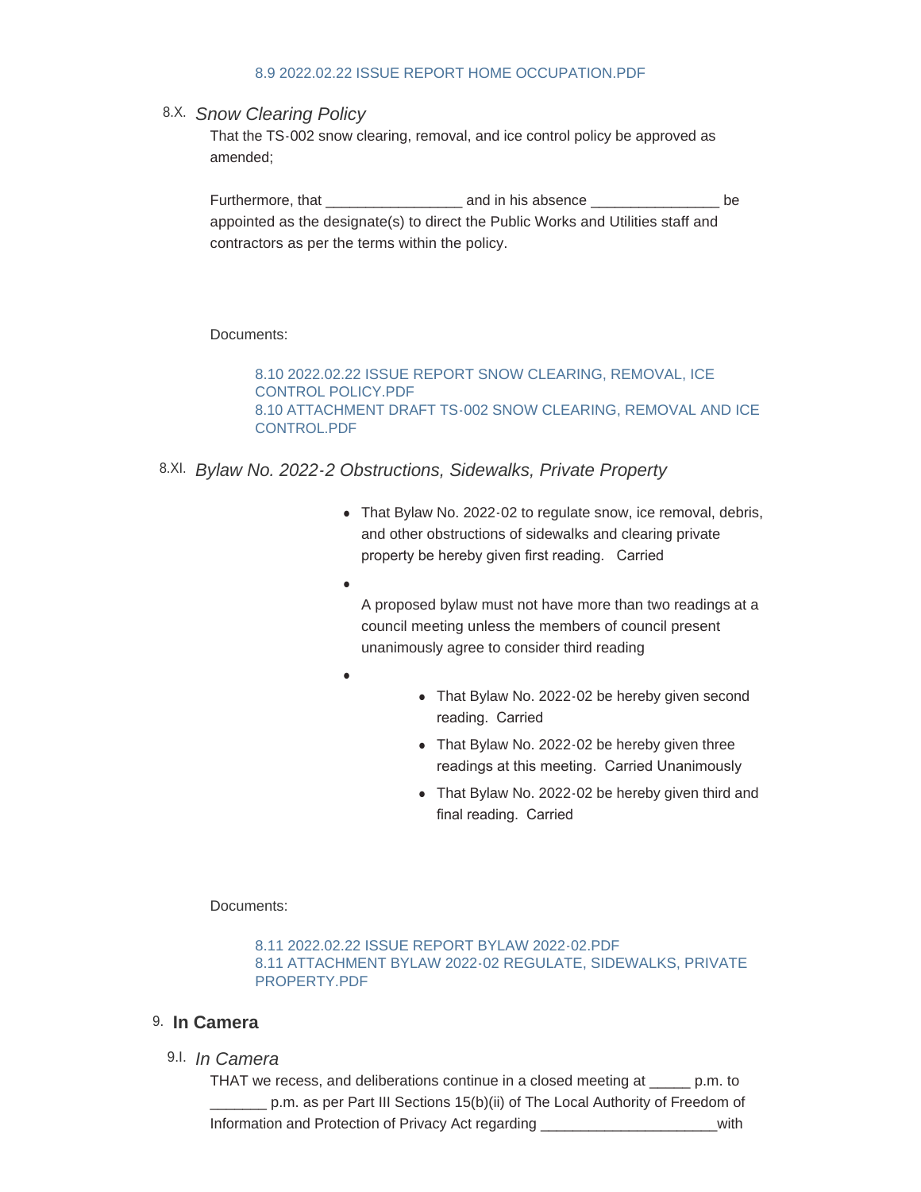8.9 2022.02.22 ISSUE REPORT HOME OCCUPATION.PDF

### 8.X. *Snow Clearing Policy*

That the TS-002 snow clearing, removal, and ice control policy be approved as amended;

Furthermore, that _________________ and in his absence ________________ be appointed as the designate(s) to direct the Public Works and Utilities staff and contractors as per the terms within the policy.

Documents:

8.10 2022.02.22 ISSUE REPORT SNOW CLEARING, REMOVAL, ICE CONTROL POLICY.PDF
8.10 ATTACHMENT DRAFT TS-002 SNOW CLEARING, REMOVAL AND ICE CONTROL.PDF

### 8.XI. *Bylaw No. 2022-2 Obstructions, Sidewalks, Private Property*

- That Bylaw No. 2022-02 to regulate snow, ice removal, debris, and other obstructions of sidewalks and clearing private property be hereby given first reading. Carried
- A proposed bylaw must not have more than two readings at a council meeting unless the members of council present unanimously agree to consider third reading
- 
    - That Bylaw No. 2022-02 be hereby given second reading. Carried
    - That Bylaw No. 2022-02 be hereby given three readings at this meeting. Carried Unanimously
    - That Bylaw No. 2022-02 be hereby given third and final reading. Carried

Documents:

8.11 2022.02.22 ISSUE REPORT BYLAW 2022-02.PDF
8.11 ATTACHMENT BYLAW 2022-02 REGULATE, SIDEWALKS, PRIVATE PROPERTY.PDF

## 9. In Camera

### 9.I. *In Camera*

THAT we recess, and deliberations continue in a closed meeting at _____ p.m. to _______ p.m. as per Part III Sections 15(b)(ii) of The Local Authority of Freedom of Information and Protection of Privacy Act regarding ______________________with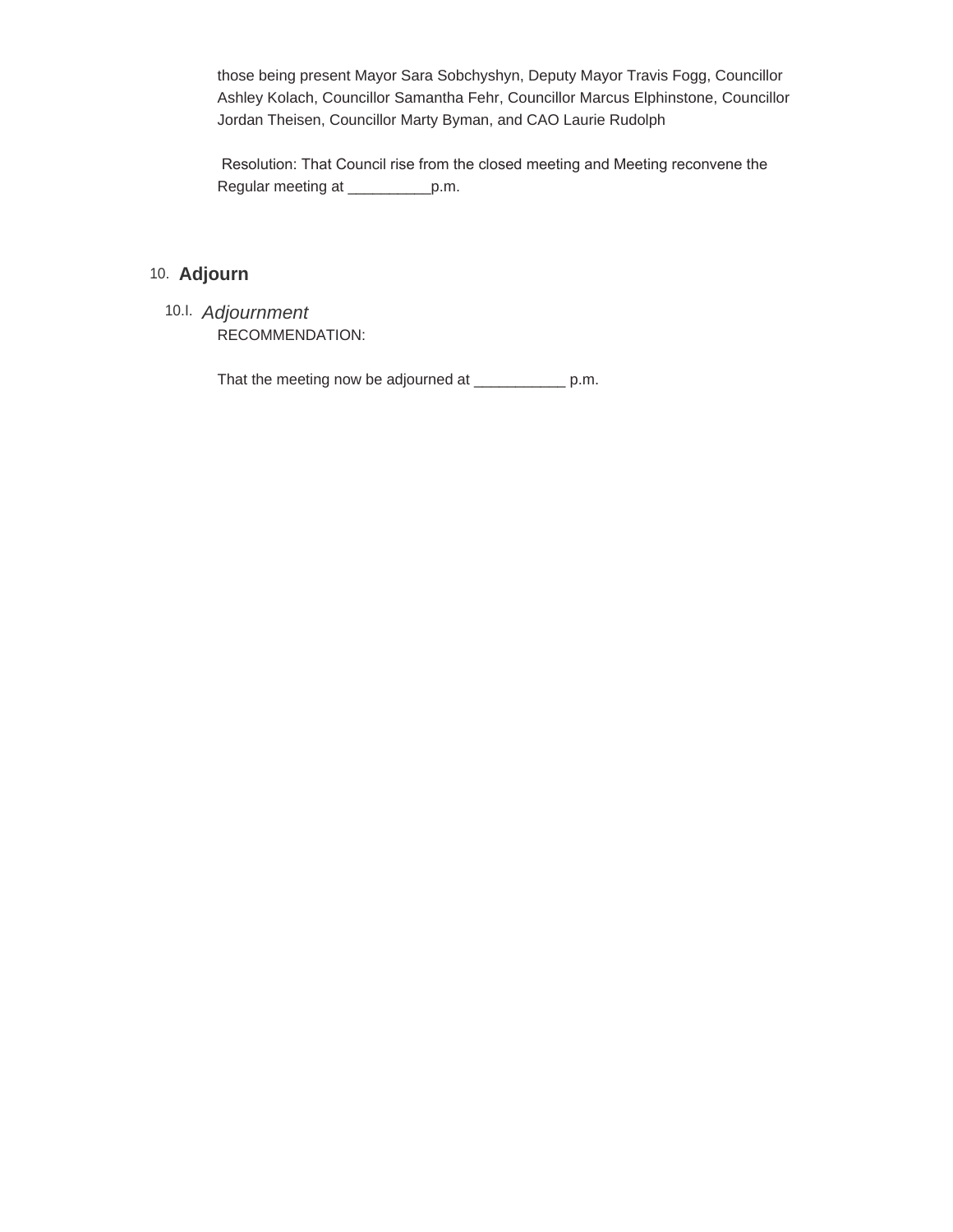those being present Mayor Sara Sobchyshyn, Deputy Mayor Travis Fogg, Councillor Ashley Kolach, Councillor Samantha Fehr, Councillor Marcus Elphinstone, Councillor Jordan Theisen, Councillor Marty Byman, and CAO Laurie Rudolph

Resolution: That Council rise from the closed meeting and Meeting reconvene the Regular meeting at __________p.m.

## 10. Adjourn

### 10.I. *Adjournment*

RECOMMENDATION:

That the meeting now be adjourned at ___________ p.m.